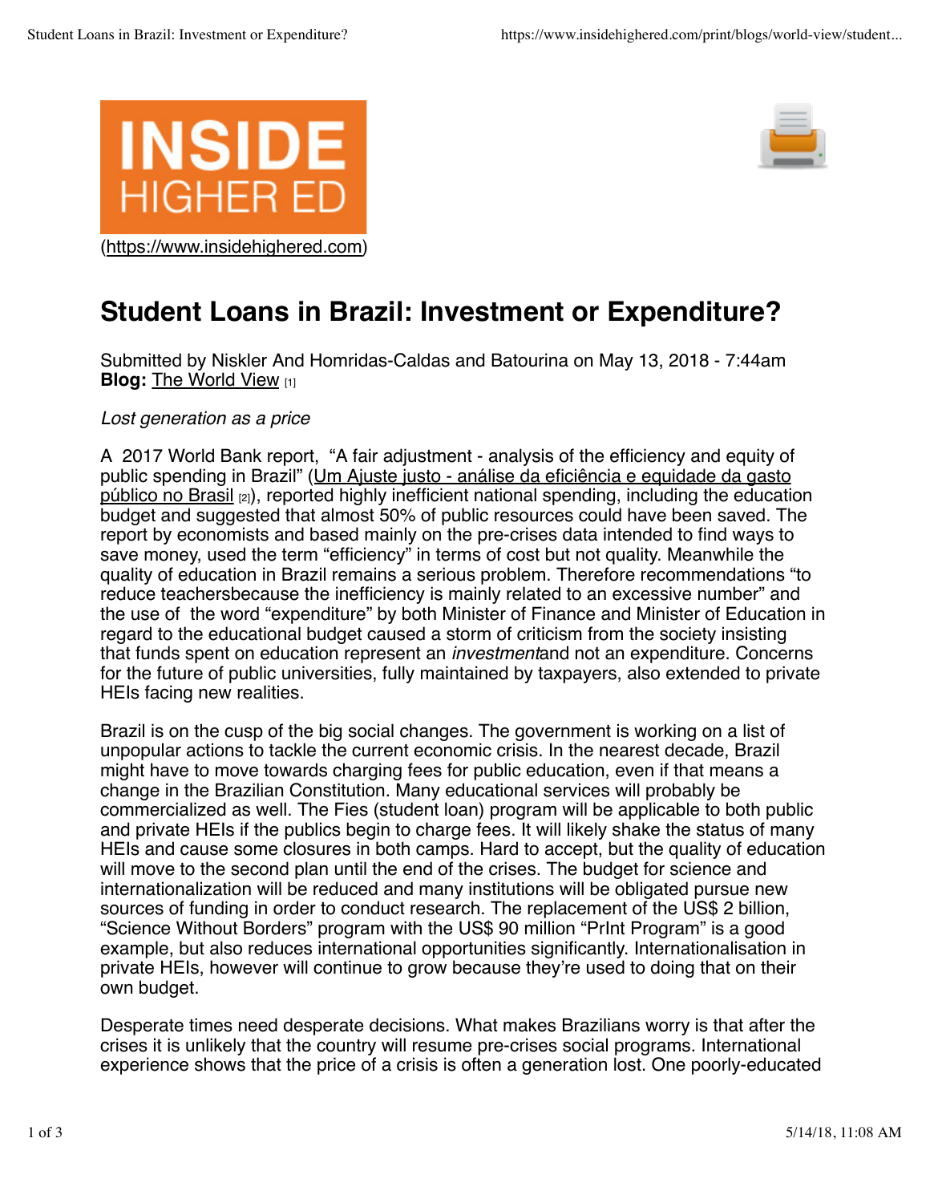(https://www.insidehighered.com)

# Student Loans in Brazil: Investment or Expenditure?

Submitted by Niskler And Homridas-Caldas and Batourina on May 13, 2018 - 7:44am
**Blog:** The World View [1]

*Lost generation as a price*

A 2017 World Bank report, "A fair adjustment - analysis of the efficiency and equity of public spending in Brazil" (Um Ajuste justo - análise da eficiência e equidade da gasto público no Brasil [2]), reported highly inefficient national spending, including the education budget and suggested that almost 50% of public resources could have been saved. The report by economists and based mainly on the pre-crises data intended to find ways to save money, used the term "efficiency" in terms of cost but not quality. Meanwhile the quality of education in Brazil remains a serious problem. Therefore recommendations "to reduce teachersbecause the inefficiency is mainly related to an excessive number" and the use of the word "expenditure" by both Minister of Finance and Minister of Education in regard to the educational budget caused a storm of criticism from the society insisting that funds spent on education represent an *investment*and not an expenditure. Concerns for the future of public universities, fully maintained by taxpayers, also extended to private HEIs facing new realities.

Brazil is on the cusp of the big social changes. The government is working on a list of unpopular actions to tackle the current economic crisis. In the nearest decade, Brazil might have to move towards charging fees for public education, even if that means a change in the Brazilian Constitution. Many educational services will probably be commercialized as well. The Fies (student loan) program will be applicable to both public and private HEIs if the publics begin to charge fees. It will likely shake the status of many HEIs and cause some closures in both camps. Hard to accept, but the quality of education will move to the second plan until the end of the crises. The budget for science and internationalization will be reduced and many institutions will be obligated pursue new sources of funding in order to conduct research. The replacement of the US$ 2 billion, "Science Without Borders" program with the US$ 90 million "PrInt Program" is a good example, but also reduces international opportunities significantly. Internationalisation in private HEIs, however will continue to grow because they're used to doing that on their own budget.

Desperate times need desperate decisions. What makes Brazilians worry is that after the crises it is unlikely that the country will resume pre-crises social programs. International experience shows that the price of a crisis is often a generation lost. One poorly-educated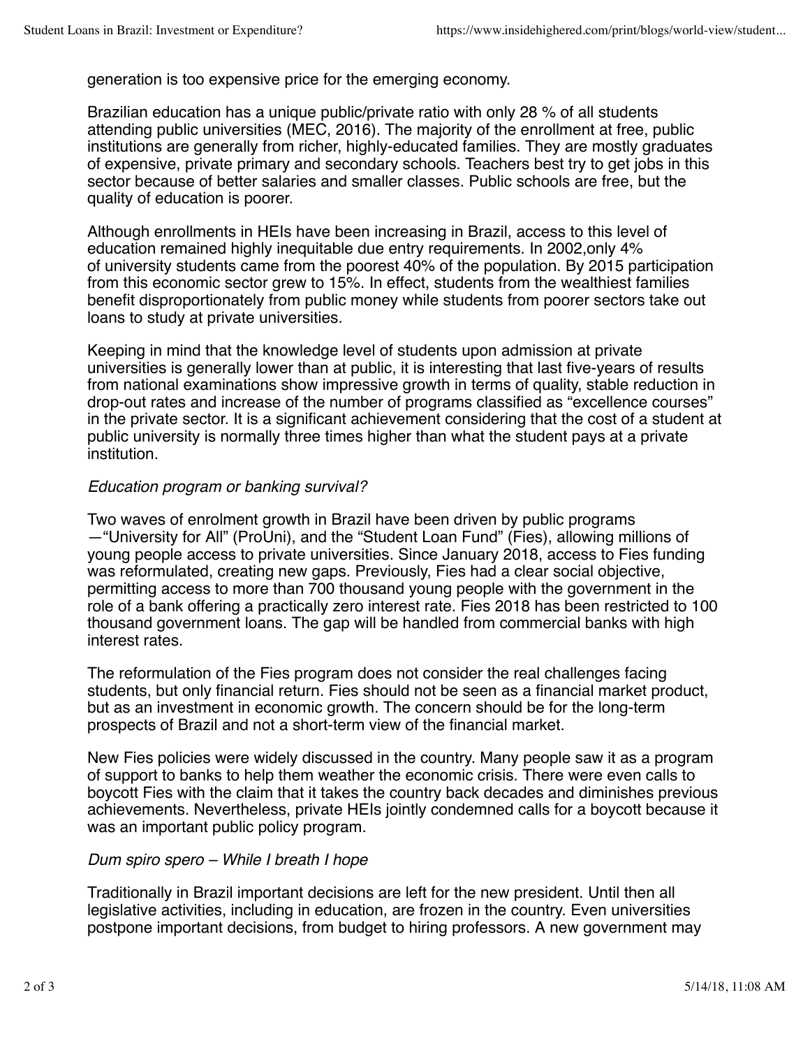generation is too expensive price for the emerging economy.

Brazilian education has a unique public/private ratio with only 28 % of all students attending public universities (MEC, 2016). The majority of the enrollment at free, public institutions are generally from richer, highly-educated families. They are mostly graduates of expensive, private primary and secondary schools. Teachers best try to get jobs in this sector because of better salaries and smaller classes. Public schools are free, but the quality of education is poorer.

Although enrollments in HEIs have been increasing in Brazil, access to this level of education remained highly inequitable due entry requirements. In 2002,only 4% of university students came from the poorest 40% of the population. By 2015 participation from this economic sector grew to 15%. In effect, students from the wealthiest families benefit disproportionately from public money while students from poorer sectors take out loans to study at private universities.

Keeping in mind that the knowledge level of students upon admission at private universities is generally lower than at public, it is interesting that last five-years of results from national examinations show impressive growth in terms of quality, stable reduction in drop-out rates and increase of the number of programs classified as "excellence courses" in the private sector. It is a significant achievement considering that the cost of a student at public university is normally three times higher than what the student pays at a private institution.

*Education program or banking survival?*

Two waves of enrolment growth in Brazil have been driven by public programs —"University for All" (ProUni), and the "Student Loan Fund" (Fies), allowing millions of young people access to private universities. Since January 2018, access to Fies funding was reformulated, creating new gaps. Previously, Fies had a clear social objective, permitting access to more than 700 thousand young people with the government in the role of a bank offering a practically zero interest rate. Fies 2018 has been restricted to 100 thousand government loans. The gap will be handled from commercial banks with high interest rates.

The reformulation of the Fies program does not consider the real challenges facing students, but only financial return. Fies should not be seen as a financial market product, but as an investment in economic growth. The concern should be for the long-term prospects of Brazil and not a short-term view of the financial market.

New Fies policies were widely discussed in the country. Many people saw it as a program of support to banks to help them weather the economic crisis. There were even calls to boycott Fies with the claim that it takes the country back decades and diminishes previous achievements. Nevertheless, private HEIs jointly condemned calls for a boycott because it was an important public policy program.

*Dum spiro spero – While I breath I hope*

Traditionally in Brazil important decisions are left for the new president. Until then all legislative activities, including in education, are frozen in the country. Even universities postpone important decisions, from budget to hiring professors. A new government may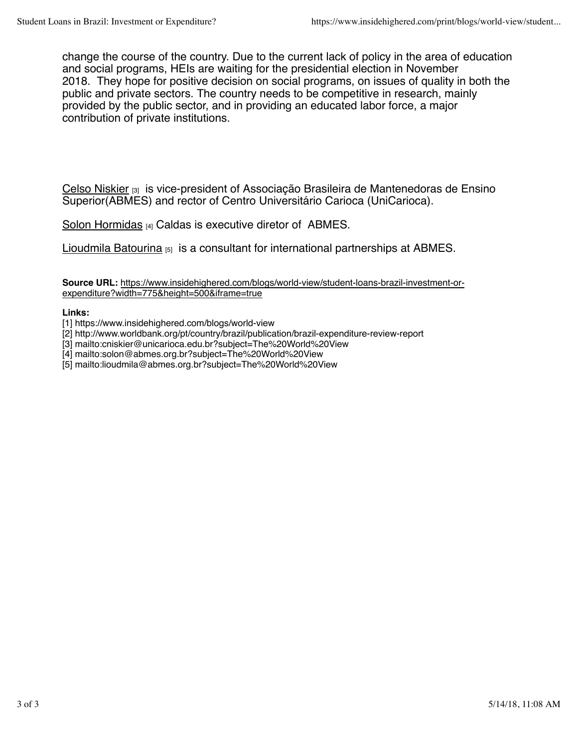change the course of the country. Due to the current lack of policy in the area of education and social programs, HEIs are waiting for the presidential election in November 2018. They hope for positive decision on social programs, on issues of quality in both the public and private sectors. The country needs to be competitive in research, mainly provided by the public sector, and in providing an educated labor force, a major contribution of private institutions.

Celso Niskier [3] is vice-president of Associação Brasileira de Mantenedoras de Ensino Superior(ABMES) and rector of Centro Universitário Carioca (UniCarioca).

Solon Hormidas [4] Caldas is executive diretor of ABMES.

Lioudmila Batourina [5] is a consultant for international partnerships at ABMES.

**Source URL:** https://www.insidehighered.com/blogs/world-view/student-loans-brazil-investment-or-expenditure?width=775&height=500&iframe=true

**Links:**
[1] https://www.insidehighered.com/blogs/world-view
[2] http://www.worldbank.org/pt/country/brazil/publication/brazil-expenditure-review-report
[3] mailto:cniskier@unicarioca.edu.br?subject=The%20World%20View
[4] mailto:solon@abmes.org.br?subject=The%20World%20View
[5] mailto:lioudmila@abmes.org.br?subject=The%20World%20View